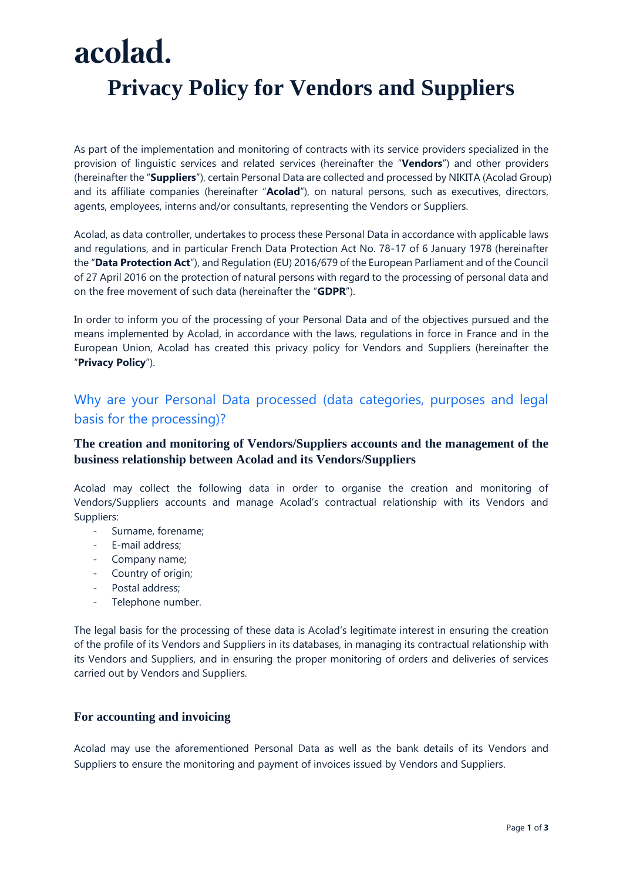# acolad.

# Privacy Policy for Vendors and Suppliers

As part of the implementation and monitoring of contracts with its service providers specialized in the provision of linguistic services and related services (hereinafter the "**Vendors**") and other providers (hereinafter the "**Suppliers**"), certain Personal Data are collected and processed by NIKITA (Acolad Group) and its affiliate companies (hereinafter "**Acolad**"), on natural persons, such as executives, directors, agents, employees, interns and/or consultants, representing the Vendors or Suppliers.

Acolad, as data controller, undertakes to process these Personal Data in accordance with applicable laws and regulations, and in particular French Data Protection Act No. 78-17 of 6 January 1978 (hereinafter the "**Data Protection Act**"), and Regulation (EU) 2016/679 of the European Parliament and of the Council of 27 April 2016 on the protection of natural persons with regard to the processing of personal data and on the free movement of such data (hereinafter the "**GDPR**").

In order to inform you of the processing of your Personal Data and of the objectives pursued and the means implemented by Acolad, in accordance with the laws, regulations in force in France and in the European Union, Acolad has created this privacy policy for Vendors and Suppliers (hereinafter the "**Privacy Policy**").

## Why are your Personal Data processed (data categories, purposes and legal basis for the processing)?

### The creation and monitoring of Vendors/Suppliers accounts and the management of the business relationship between Acolad and its Vendors/Suppliers

Acolad may collect the following data in order to organise the creation and monitoring of Vendors/Suppliers accounts and manage Acolad's contractual relationship with its Vendors and Suppliers:

- Surname, forename;
- E-mail address;
- Company name;
- Country of origin;
- Postal address;
- Telephone number.

The legal basis for the processing of these data is Acolad's legitimate interest in ensuring the creation of the profile of its Vendors and Suppliers in its databases, in managing its contractual relationship with its Vendors and Suppliers, and in ensuring the proper monitoring of orders and deliveries of services carried out by Vendors and Suppliers.

### For accounting and invoicing

Acolad may use the aforementioned Personal Data as well as the bank details of its Vendors and Suppliers to ensure the monitoring and payment of invoices issued by Vendors and Suppliers.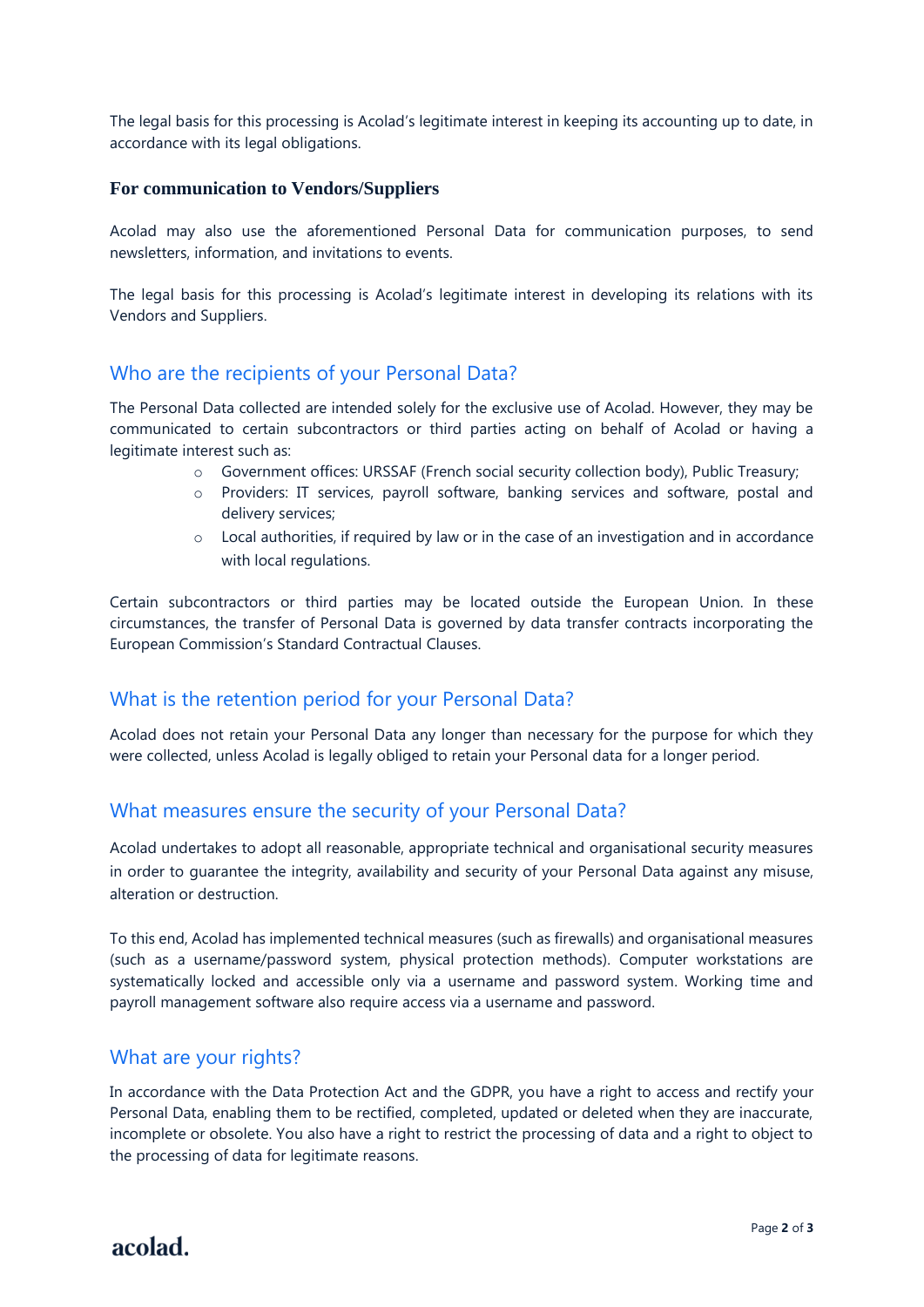The legal basis for this processing is Acolad's legitimate interest in keeping its accounting up to date, in accordance with its legal obligations.

### For communication to Vendors/Suppliers

Acolad may also use the aforementioned Personal Data for communication purposes, to send newsletters, information, and invitations to events.

The legal basis for this processing is Acolad's legitimate interest in developing its relations with its Vendors and Suppliers.

## Who are the recipients of your Personal Data?

The Personal Data collected are intended solely for the exclusive use of Acolad. However, they may be communicated to certain subcontractors or third parties acting on behalf of Acolad or having a legitimate interest such as:

- Government offices: URSSAF (French social security collection body), Public Treasury;
- Providers: IT services, payroll software, banking services and software, postal and delivery services;
- Local authorities, if required by law or in the case of an investigation and in accordance with local regulations.

Certain subcontractors or third parties may be located outside the European Union. In these circumstances, the transfer of Personal Data is governed by data transfer contracts incorporating the European Commission's Standard Contractual Clauses.

## What is the retention period for your Personal Data?

Acolad does not retain your Personal Data any longer than necessary for the purpose for which they were collected, unless Acolad is legally obliged to retain your Personal data for a longer period.

## What measures ensure the security of your Personal Data?

Acolad undertakes to adopt all reasonable, appropriate technical and organisational security measures in order to guarantee the integrity, availability and security of your Personal Data against any misuse, alteration or destruction.

To this end, Acolad has implemented technical measures (such as firewalls) and organisational measures (such as a username/password system, physical protection methods). Computer workstations are systematically locked and accessible only via a username and password system. Working time and payroll management software also require access via a username and password.

## What are your rights?

In accordance with the Data Protection Act and the GDPR, you have a right to access and rectify your Personal Data, enabling them to be rectified, completed, updated or deleted when they are inaccurate, incomplete or obsolete. You also have a right to restrict the processing of data and a right to object to the processing of data for legitimate reasons.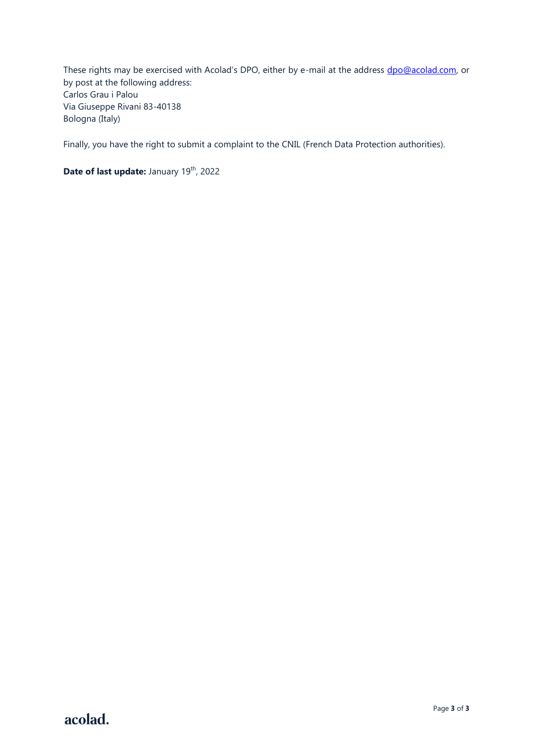These rights may be exercised with Acolad's DPO, either by e-mail at the address dpo@acolad.com, or by post at the following address:
Carlos Grau i Palou
Via Giuseppe Rivani 83-40138
Bologna (Italy)

Finally, you have the right to submit a complaint to the CNIL (French Data Protection authorities).

**Date of last update:** January 19th, 2022